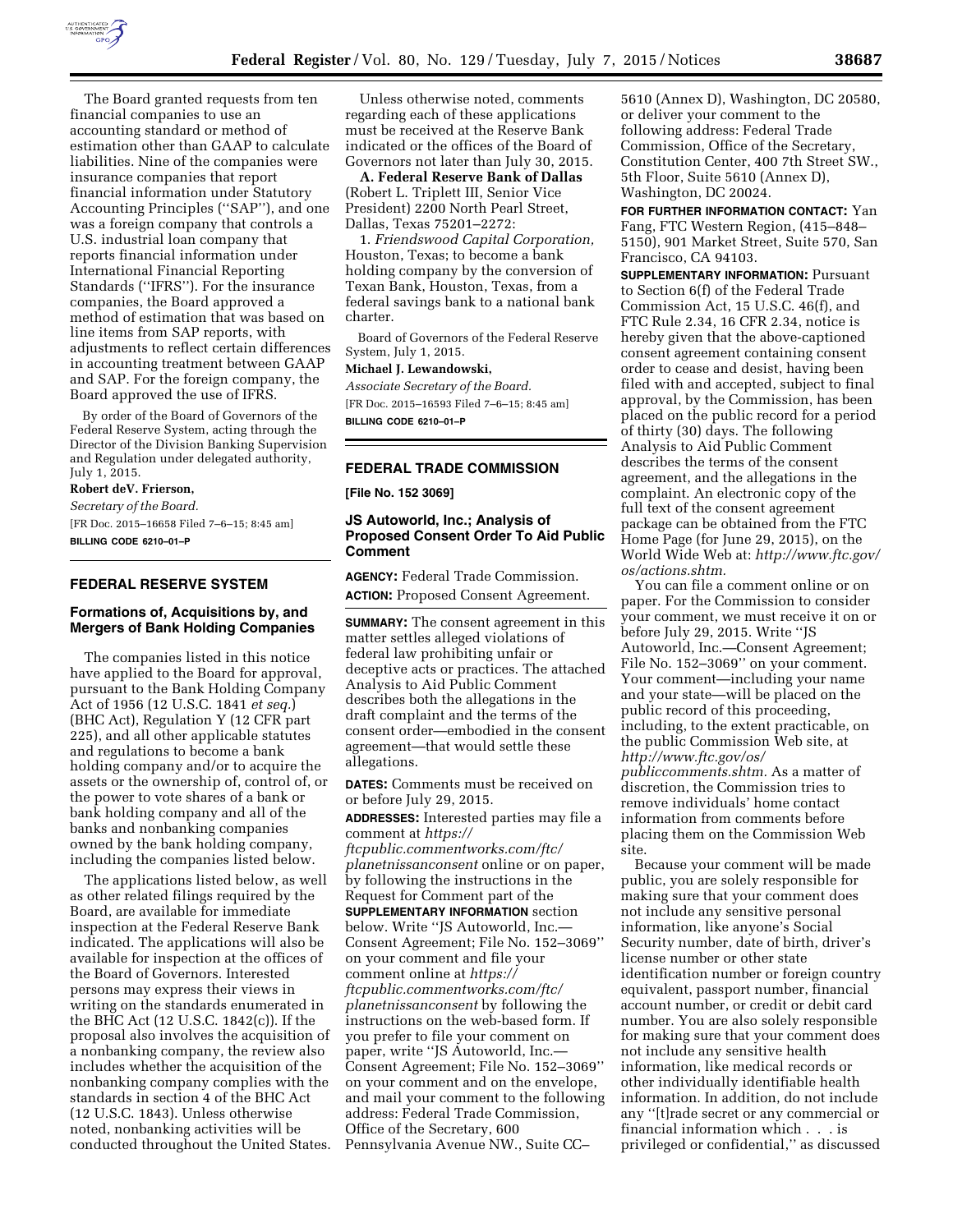The Board granted requests from ten financial companies to use an accounting standard or method of estimation other than GAAP to calculate liabilities. Nine of the companies were insurance companies that report financial information under Statutory Accounting Principles (''SAP''), and one was a foreign company that controls a U.S. industrial loan company that reports financial information under International Financial Reporting Standards (''IFRS''). For the insurance companies, the Board approved a method of estimation that was based on line items from SAP reports, with adjustments to reflect certain differences in accounting treatment between GAAP and SAP. For the foreign company, the Board approved the use of IFRS.

By order of the Board of Governors of the Federal Reserve System, acting through the Director of the Division Banking Supervision and Regulation under delegated authority, July 1, 2015.

**Robert deV. Frierson,**

*Secretary of the Board.*

[FR Doc. 2015–16658 Filed 7–6–15; 8:45 am]

**BILLING CODE 6210–01–P**

## FEDERAL RESERVE SYSTEM

### Formations of, Acquisitions by, and Mergers of Bank Holding Companies

The companies listed in this notice have applied to the Board for approval, pursuant to the Bank Holding Company Act of 1956 (12 U.S.C. 1841 *et seq.*) (BHC Act), Regulation Y (12 CFR part 225), and all other applicable statutes and regulations to become a bank holding company and/or to acquire the assets or the ownership of, control of, or the power to vote shares of a bank or bank holding company and all of the banks and nonbanking companies owned by the bank holding company, including the companies listed below.

The applications listed below, as well as other related filings required by the Board, are available for immediate inspection at the Federal Reserve Bank indicated. The applications will also be available for inspection at the offices of the Board of Governors. Interested persons may express their views in writing on the standards enumerated in the BHC Act (12 U.S.C. 1842(c)). If the proposal also involves the acquisition of a nonbanking company, the review also includes whether the acquisition of the nonbanking company complies with the standards in section 4 of the BHC Act (12 U.S.C. 1843). Unless otherwise noted, nonbanking activities will be conducted throughout the United States.

Unless otherwise noted, comments regarding each of these applications must be received at the Reserve Bank indicated or the offices of the Board of Governors not later than July 30, 2015.

**A. Federal Reserve Bank of Dallas** (Robert L. Triplett III, Senior Vice President) 2200 North Pearl Street, Dallas, Texas 75201–2272:

1. *Friendswood Capital Corporation,* Houston, Texas; to become a bank holding company by the conversion of Texan Bank, Houston, Texas, from a federal savings bank to a national bank charter.

Board of Governors of the Federal Reserve System, July 1, 2015.

**Michael J. Lewandowski,**

*Associate Secretary of the Board.*

[FR Doc. 2015–16593 Filed 7–6–15; 8:45 am]

**BILLING CODE 6210–01–P**

## FEDERAL TRADE COMMISSION

**[File No. 152 3069]**

### JS Autoworld, Inc.; Analysis of Proposed Consent Order To Aid Public Comment

**AGENCY:** Federal Trade Commission.

**ACTION:** Proposed Consent Agreement.

**SUMMARY:** The consent agreement in this matter settles alleged violations of federal law prohibiting unfair or deceptive acts or practices. The attached Analysis to Aid Public Comment describes both the allegations in the draft complaint and the terms of the consent order—embodied in the consent agreement—that would settle these allegations.

**DATES:** Comments must be received on or before July 29, 2015.

**ADDRESSES:** Interested parties may file a comment at *https://ftcpublic.commentworks.com/ftc/planetnissanconsent* online or on paper, by following the instructions in the Request for Comment part of the **SUPPLEMENTARY INFORMATION** section below. Write ''JS Autoworld, Inc.—Consent Agreement; File No. 152–3069'' on your comment and file your comment online at *https://ftcpublic.commentworks.com/ftc/planetnissanconsent* by following the instructions on the web-based form. If you prefer to file your comment on paper, write ''JS Autoworld, Inc.—Consent Agreement; File No. 152–3069'' on your comment and on the envelope, and mail your comment to the following address: Federal Trade Commission, Office of the Secretary, 600 Pennsylvania Avenue NW., Suite CC–5610 (Annex D), Washington, DC 20580, or deliver your comment to the following address: Federal Trade Commission, Office of the Secretary, Constitution Center, 400 7th Street SW., 5th Floor, Suite 5610 (Annex D), Washington, DC 20024.

**FOR FURTHER INFORMATION CONTACT:** Yan Fang, FTC Western Region, (415–848–5150), 901 Market Street, Suite 570, San Francisco, CA 94103.

**SUPPLEMENTARY INFORMATION:** Pursuant to Section 6(f) of the Federal Trade Commission Act, 15 U.S.C. 46(f), and FTC Rule 2.34, 16 CFR 2.34, notice is hereby given that the above-captioned consent agreement containing consent order to cease and desist, having been filed with and accepted, subject to final approval, by the Commission, has been placed on the public record for a period of thirty (30) days. The following Analysis to Aid Public Comment describes the terms of the consent agreement, and the allegations in the complaint. An electronic copy of the full text of the consent agreement package can be obtained from the FTC Home Page (for June 29, 2015), on the World Wide Web at: *http://www.ftc.gov/os/actions.shtm.*

You can file a comment online or on paper. For the Commission to consider your comment, we must receive it on or before July 29, 2015. Write ''JS Autoworld, Inc.—Consent Agreement; File No. 152–3069'' on your comment. Your comment—including your name and your state—will be placed on the public record of this proceeding, including, to the extent practicable, on the public Commission Web site, at *http://www.ftc.gov/os/publiccomments.shtm.* As a matter of discretion, the Commission tries to remove individuals' home contact information from comments before placing them on the Commission Web site.

Because your comment will be made public, you are solely responsible for making sure that your comment does not include any sensitive personal information, like anyone's Social Security number, date of birth, driver's license number or other state identification number or foreign country equivalent, passport number, financial account number, or credit or debit card number. You are also solely responsible for making sure that your comment does not include any sensitive health information, like medical records or other individually identifiable health information. In addition, do not include any ''[t]rade secret or any commercial or financial information which . . . is privileged or confidential,'' as discussed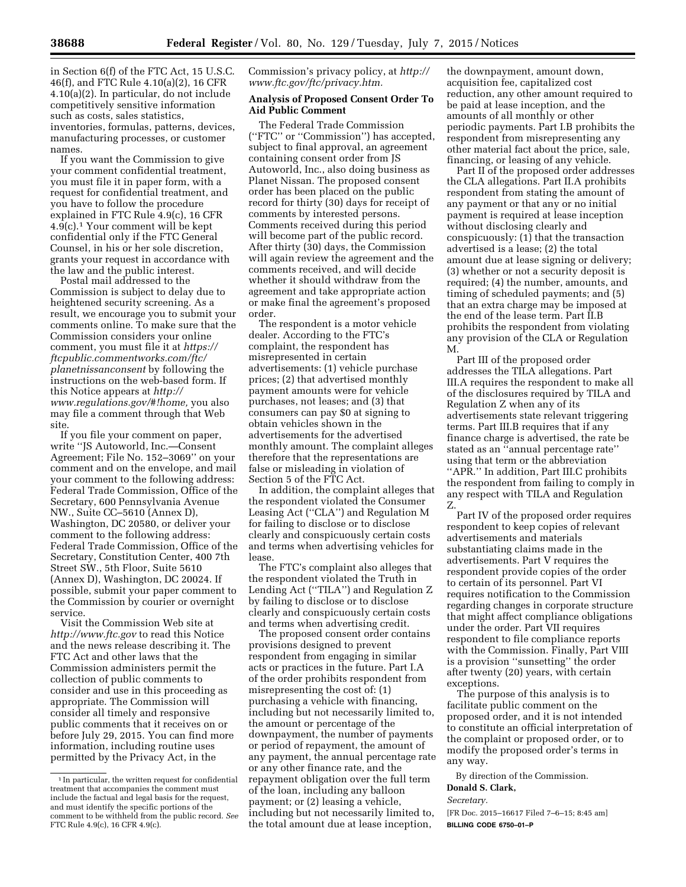in Section 6(f) of the FTC Act, 15 U.S.C. 46(f), and FTC Rule 4.10(a)(2), 16 CFR 4.10(a)(2). In particular, do not include competitively sensitive information such as costs, sales statistics, inventories, formulas, patterns, devices, manufacturing processes, or customer names.

If you want the Commission to give your comment confidential treatment, you must file it in paper form, with a request for confidential treatment, and you have to follow the procedure explained in FTC Rule 4.9(c), 16 CFR 4.9(c).[1] Your comment will be kept confidential only if the FTC General Counsel, in his or her sole discretion, grants your request in accordance with the law and the public interest.

Postal mail addressed to the Commission is subject to delay due to heightened security screening. As a result, we encourage you to submit your comments online. To make sure that the Commission considers your online comment, you must file it at *https://ftcpublic.commentworks.com/ftc/planetnissanconsent* by following the instructions on the web-based form. If this Notice appears at *http://www.regulations.gov/#!home,* you also may file a comment through that Web site.

If you file your comment on paper, write "JS Autoworld, Inc.—Consent Agreement; File No. 152–3069" on your comment and on the envelope, and mail your comment to the following address: Federal Trade Commission, Office of the Secretary, 600 Pennsylvania Avenue NW., Suite CC–5610 (Annex D), Washington, DC 20580, or deliver your comment to the following address: Federal Trade Commission, Office of the Secretary, Constitution Center, 400 7th Street SW., 5th Floor, Suite 5610 (Annex D), Washington, DC 20024. If possible, submit your paper comment to the Commission by courier or overnight service.

Visit the Commission Web site at *http://www.ftc.gov* to read this Notice and the news release describing it. The FTC Act and other laws that the Commission administers permit the collection of public comments to consider and use in this proceeding as appropriate. The Commission will consider all timely and responsive public comments that it receives on or before July 29, 2015. You can find more information, including routine uses permitted by the Privacy Act, in the Commission's privacy policy, at *http://www.ftc.gov/ftc/privacy.htm.*

[1] In particular, the written request for confidential treatment that accompanies the comment must include the factual and legal basis for the request, and must identify the specific portions of the comment to be withheld from the public record. *See* FTC Rule 4.9(c), 16 CFR 4.9(c).

**Analysis of Proposed Consent Order To Aid Public Comment**

The Federal Trade Commission ("FTC" or "Commission") has accepted, subject to final approval, an agreement containing consent order from JS Autoworld, Inc., also doing business as Planet Nissan. The proposed consent order has been placed on the public record for thirty (30) days for receipt of comments by interested persons. Comments received during this period will become part of the public record. After thirty (30) days, the Commission will again review the agreement and the comments received, and will decide whether it should withdraw from the agreement and take appropriate action or make final the agreement's proposed order.

The respondent is a motor vehicle dealer. According to the FTC's complaint, the respondent has misrepresented in certain advertisements: (1) vehicle purchase prices; (2) that advertised monthly payment amounts were for vehicle purchases, not leases; and (3) that consumers can pay $0 at signing to obtain vehicles shown in the advertisements for the advertised monthly amount. The complaint alleges therefore that the representations are false or misleading in violation of Section 5 of the FTC Act.

In addition, the complaint alleges that the respondent violated the Consumer Leasing Act ("CLA") and Regulation M for failing to disclose or to disclose clearly and conspicuously certain costs and terms when advertising vehicles for lease.

The FTC's complaint also alleges that the respondent violated the Truth in Lending Act ("TILA") and Regulation Z by failing to disclose or to disclose clearly and conspicuously certain costs and terms when advertising credit.

The proposed consent order contains provisions designed to prevent respondent from engaging in similar acts or practices in the future. Part I.A of the order prohibits respondent from misrepresenting the cost of: (1) purchasing a vehicle with financing, including but not necessarily limited to, the amount or percentage of the downpayment, the number of payments or period of repayment, the amount of any payment, the annual percentage rate or any other finance rate, and the repayment obligation over the full term of the loan, including any balloon payment; or (2) leasing a vehicle, including but not necessarily limited to, the total amount due at lease inception, the downpayment, amount down, acquisition fee, capitalized cost reduction, any other amount required to be paid at lease inception, and the amounts of all monthly or other periodic payments. Part I.B prohibits the respondent from misrepresenting any other material fact about the price, sale, financing, or leasing of any vehicle.

Part II of the proposed order addresses the CLA allegations. Part II.A prohibits respondent from stating the amount of any payment or that any or no initial payment is required at lease inception without disclosing clearly and conspicuously: (1) that the transaction advertised is a lease; (2) the total amount due at lease signing or delivery; (3) whether or not a security deposit is required; (4) the number, amounts, and timing of scheduled payments; and (5) that an extra charge may be imposed at the end of the lease term. Part II.B prohibits the respondent from violating any provision of the CLA or Regulation M.

Part III of the proposed order addresses the TILA allegations. Part III.A requires the respondent to make all of the disclosures required by TILA and Regulation Z when any of its advertisements state relevant triggering terms. Part III.B requires that if any finance charge is advertised, the rate be stated as an "annual percentage rate" using that term or the abbreviation "APR." In addition, Part III.C prohibits the respondent from failing to comply in any respect with TILA and Regulation Z.

Part IV of the proposed order requires respondent to keep copies of relevant advertisements and materials substantiating claims made in the advertisements. Part V requires the respondent provide copies of the order to certain of its personnel. Part VI requires notification to the Commission regarding changes in corporate structure that might affect compliance obligations under the order. Part VII requires respondent to file compliance reports with the Commission. Finally, Part VIII is a provision "sunsetting" the order after twenty (20) years, with certain exceptions.

The purpose of this analysis is to facilitate public comment on the proposed order, and it is not intended to constitute an official interpretation of the complaint or proposed order, or to modify the proposed order's terms in any way.

By direction of the Commission.

**Donald S. Clark,**

*Secretary.*

[FR Doc. 2015–16617 Filed 7–6–15; 8:45 am]

**BILLING CODE 6750–01–P**